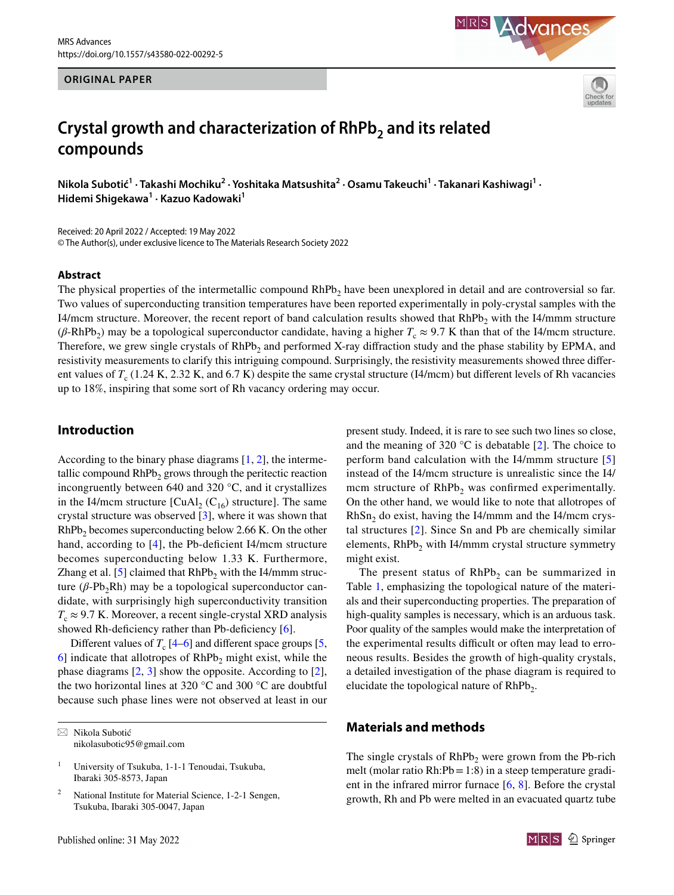ORIGINAL PAPER

# Crystal growth and characterization of $RhPb_2$ and its related compounds

**Nikola Subotić[1] · Takashi Mochiku[2] · Yoshitaka Matsushita[2] · Osamu Takeuchi[1] · Takanari Kashiwagi[1] · Hidemi Shigekawa[1] · Kazuo Kadowaki[1]**

Received: 20 April 2022 / Accepted: 19 May 2022
© The Author(s), under exclusive licence to The Materials Research Society 2022

## Abstract

The physical properties of the intermetallic compound $RhPb_2$ have been unexplored in detail and are controversial so far. Two values of superconducting transition temperatures have been reported experimentally in poly-crystal samples with the I4/mcm structure. Moreover, the recent report of band calculation results showed that $RhPb_2$ with the I4/mmm structure ($\beta$-$RhPb_2$) may be a topological superconductor candidate, having a higher $T_c \approx 9.7$ K than that of the I4/mcm structure. Therefore, we grew single crystals of $RhPb_2$ and performed X-ray diffraction study and the phase stability by EPMA, and resistivity measurements to clarify this intriguing compound. Surprisingly, the resistivity measurements showed three different values of $T_c$ (1.24 K, 2.32 K, and 6.7 K) despite the same crystal structure (I4/mcm) but different levels of Rh vacancies up to 18%, inspiring that some sort of Rh vacancy ordering may occur.

## Introduction

According to the binary phase diagrams [1, 2], the intermetallic compound $RhPb_2$ grows through the peritectic reaction incongruently between 640 and 320 °C, and it crystallizes in the I4/mcm structure [$CuAl_2$ ($C_{16}$) structure]. The same crystal structure was observed [3], where it was shown that $RhPb_2$ becomes superconducting below 2.66 K. On the other hand, according to [4], the Pb-deficient I4/mcm structure becomes superconducting below 1.33 K. Furthermore, Zhang et al. [5] claimed that $RhPb_2$ with the I4/mmm structure ($\beta$-$Pb_2Rh$) may be a topological superconductor candidate, with surprisingly high superconductivity transition $T_c \approx 9.7$ K. Moreover, a recent single-crystal XRD analysis showed Rh-deficiency rather than Pb-deficiency [6].

Different values of $T_c$ [4–6] and different space groups [5, 6] indicate that allotropes of $RhPb_2$ might exist, while the phase diagrams [2, 3] show the opposite. According to [2], the two horizontal lines at 320 °C and 300 °C are doubtful because such phase lines were not observed at least in our present study. Indeed, it is rare to see such two lines so close, and the meaning of 320 °C is debatable [2]. The choice to perform band calculation with the I4/mmm structure [5] instead of the I4/mcm structure is unrealistic since the I4/mcm structure of $RhPb_2$ was confirmed experimentally. On the other hand, we would like to note that allotropes of $RhSn_2$ do exist, having the I4/mmm and the I4/mcm crystal structures [2]. Since Sn and Pb are chemically similar elements, $RhPb_2$ with I4/mmm crystal structure symmetry might exist.

The present status of $RhPb_2$ can be summarized in Table 1, emphasizing the topological nature of the materials and their superconducting properties. The preparation of high-quality samples is necessary, which is an arduous task. Poor quality of the samples would make the interpretation of the experimental results difficult or often may lead to erroneous results. Besides the growth of high-quality crystals, a detailed investigation of the phase diagram is required to elucidate the topological nature of $RhPb_2$.

## Materials and methods

The single crystals of $RhPb_2$ were grown from the Pb-rich melt (molar ratio Rh:Pb = 1:8) in a steep temperature gradient in the infrared mirror furnace [6, 8]. Before the crystal growth, Rh and Pb were melted in an evacuated quartz tube

---

✉ Nikola Subotić
nikolasubotic95@gmail.com

[1] University of Tsukuba, 1-1-1 Tenoudai, Tsukuba, Ibaraki 305-8573, Japan

[2] National Institute for Material Science, 1-2-1 Sengen, Tsukuba, Ibaraki 305-0047, Japan

Published online: 31 May 2022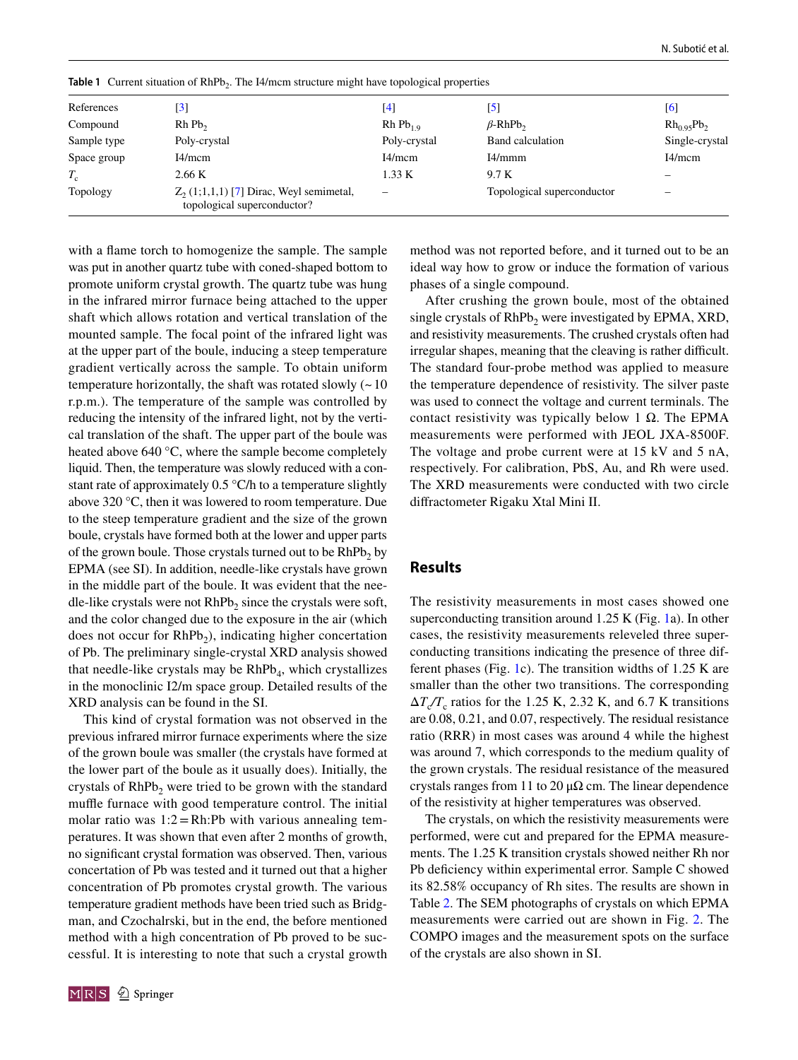**Table 1** Current situation of $RhPb_2$. The I4/mcm structure might have topological properties

| References | [3] | [4] | [5] | [6] |
|---|---|---|---|---|
| Compound | Rh $Pb_2$ | Rh $Pb_{1.9}$ | $\beta$-$RhPb_2$ | $Rh_{0.95}Pb_2$ |
| Sample type | Poly-crystal | Poly-crystal | Band calculation | Single-crystal |
| Space group | I4/mcm | I4/mcm | I4/mmm | I4/mcm |
| $T_c$ | 2.66 K | 1.33 K | 9.7 K | – |
| Topology | $Z_2$ (1;1,1,1) [7] Dirac, Weyl semimetal, topological superconductor? | – | Topological superconductor | – |

with a flame torch to homogenize the sample. The sample was put in another quartz tube with coned-shaped bottom to promote uniform crystal growth. The quartz tube was hung in the infrared mirror furnace being attached to the upper shaft which allows rotation and vertical translation of the mounted sample. The focal point of the infrared light was at the upper part of the boule, inducing a steep temperature gradient vertically across the sample. To obtain uniform temperature horizontally, the shaft was rotated slowly (~ 10 r.p.m.). The temperature of the sample was controlled by reducing the intensity of the infrared light, not by the vertical translation of the shaft. The upper part of the boule was heated above 640 °C, where the sample become completely liquid. Then, the temperature was slowly reduced with a constant rate of approximately 0.5 °C/h to a temperature slightly above 320 °C, then it was lowered to room temperature. Due to the steep temperature gradient and the size of the grown boule, crystals have formed both at the lower and upper parts of the grown boule. Those crystals turned out to be $RhPb_2$ by EPMA (see SI). In addition, needle-like crystals have grown in the middle part of the boule. It was evident that the needle-like crystals were not $RhPb_2$ since the crystals were soft, and the color changed due to the exposure in the air (which does not occur for $RhPb_2$), indicating higher concertation of Pb. The preliminary single-crystal XRD analysis showed that needle-like crystals may be $RhPb_4$, which crystallizes in the monoclinic I2/m space group. Detailed results of the XRD analysis can be found in the SI.

This kind of crystal formation was not observed in the previous infrared mirror furnace experiments where the size of the grown boule was smaller (the crystals have formed at the lower part of the boule as it usually does). Initially, the crystals of $RhPb_2$ were tried to be grown with the standard muffle furnace with good temperature control. The initial molar ratio was 1:2 = Rh:Pb with various annealing temperatures. It was shown that even after 2 months of growth, no significant crystal formation was observed. Then, various concertation of Pb was tested and it turned out that a higher concentration of Pb promotes crystal growth. The various temperature gradient methods have been tried such as Bridgman, and Czochalrski, but in the end, the before mentioned method with a high concentration of Pb proved to be successful. It is interesting to note that such a crystal growth method was not reported before, and it turned out to be an ideal way how to grow or induce the formation of various phases of a single compound.

After crushing the grown boule, most of the obtained single crystals of $RhPb_2$ were investigated by EPMA, XRD, and resistivity measurements. The crushed crystals often had irregular shapes, meaning that the cleaving is rather difficult. The standard four-probe method was applied to measure the temperature dependence of resistivity. The silver paste was used to connect the voltage and current terminals. The contact resistivity was typically below 1 Ω. The EPMA measurements were performed with JEOL JXA-8500F. The voltage and probe current were at 15 kV and 5 nA, respectively. For calibration, PbS, Au, and Rh were used. The XRD measurements were conducted with two circle diffractometer Rigaku Xtal Mini II.

## Results

The resistivity measurements in most cases showed one superconducting transition around 1.25 K (Fig. 1a). In other cases, the resistivity measurements releveled three superconducting transitions indicating the presence of three different phases (Fig. 1c). The transition widths of 1.25 K are smaller than the other two transitions. The corresponding $\Delta T_c/T_c$ ratios for the 1.25 K, 2.32 K, and 6.7 K transitions are 0.08, 0.21, and 0.07, respectively. The residual resistance ratio (RRR) in most cases was around 4 while the highest was around 7, which corresponds to the medium quality of the grown crystals. The residual resistance of the measured crystals ranges from 11 to 20 μΩ cm. The linear dependence of the resistivity at higher temperatures was observed.

The crystals, on which the resistivity measurements were performed, were cut and prepared for the EPMA measurements. The 1.25 K transition crystals showed neither Rh nor Pb deficiency within experimental error. Sample C showed its 82.58% occupancy of Rh sites. The results are shown in Table 2. The SEM photographs of crystals on which EPMA measurements were carried out are shown in Fig. 2. The COMPO images and the measurement spots on the surface of the crystals are also shown in SI.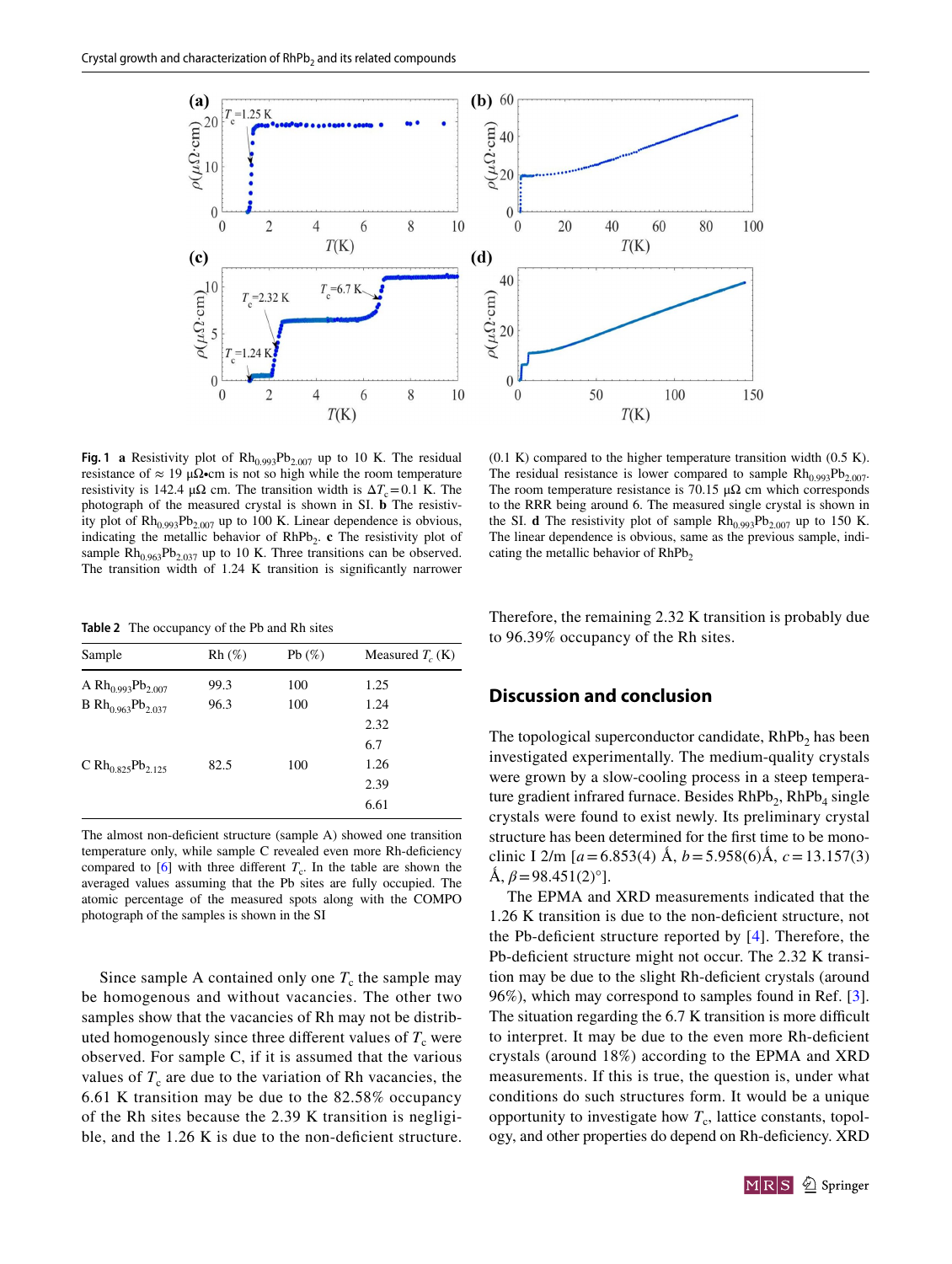**Fig. 1** **a** Resistivity plot of $Rh_{0.993}Pb_{2.007}$ up to 10 K. The residual resistance of ≈ 19 μΩ•cm is not so high while the room temperature resistivity is 142.4 μΩ cm. The transition width is $\Delta T_c = 0.1$ K. The photograph of the measured crystal is shown in SI. **b** The resistivity plot of $Rh_{0.993}Pb_{2.007}$ up to 100 K. Linear dependence is obvious, indicating the metallic behavior of $RhPb_2$. **c** The resistivity plot of sample $Rh_{0.963}Pb_{2.037}$ up to 10 K. Three transitions can be observed. The transition width of 1.24 K transition is significantly narrower (0.1 K) compared to the higher temperature transition width (0.5 K). The residual resistance is lower compared to sample $Rh_{0.993}Pb_{2.007}$. The room temperature resistance is 70.15 μΩ cm which corresponds to the RRR being around 6. The measured single crystal is shown in the SI. **d** The resistivity plot of sample $Rh_{0.993}Pb_{2.007}$ up to 150 K. The linear dependence is obvious, same as the previous sample, indicating the metallic behavior of $RhPb_2$

**Table 2** The occupancy of the Pb and Rh sites

| Sample | Rh (%) | Pb (%) | Measured $T_c$ (K) |
|---|---|---|---|
| A $Rh_{0.993}Pb_{2.007}$ | 99.3 | 100 | 1.25 |
| B $Rh_{0.963}Pb_{2.037}$ | 96.3 | 100 | 1.24 |
| | | | 2.32 |
| | | | 6.7 |
| C $Rh_{0.825}Pb_{2.125}$ | 82.5 | 100 | 1.26 |
| | | | 2.39 |
| | | | 6.61 |

The almost non-deficient structure (sample A) showed one transition temperature only, while sample C revealed even more Rh-deficiency compared to [6] with three different $T_c$. In the table are shown the averaged values assuming that the Pb sites are fully occupied. The atomic percentage of the measured spots along with the COMPO photograph of the samples is shown in the SI

Since sample A contained only one $T_c$ the sample may be homogenous and without vacancies. The other two samples show that the vacancies of Rh may not be distributed homogenously since three different values of $T_c$ were observed. For sample C, if it is assumed that the various values of $T_c$ are due to the variation of Rh vacancies, the 6.61 K transition may be due to the 82.58% occupancy of the Rh sites because the 2.39 K transition is negligible, and the 1.26 K is due to the non-deficient structure. Therefore, the remaining 2.32 K transition is probably due to 96.39% occupancy of the Rh sites.

## Discussion and conclusion

The topological superconductor candidate, $RhPb_2$ has been investigated experimentally. The medium-quality crystals were grown by a slow-cooling process in a steep temperature gradient infrared furnace. Besides $RhPb_2$, $RhPb_4$ single crystals were found to exist newly. Its preliminary crystal structure has been determined for the first time to be monoclinic I 2/m [$a$ = 6.853(4) Å, $b$ = 5.958(6)Å, $c$ = 13.157(3) Å, $\beta$ = 98.451(2)°].

The EPMA and XRD measurements indicated that the 1.26 K transition is due to the non-deficient structure, not the Pb-deficient structure reported by [4]. Therefore, the Pb-deficient structure might not occur. The 2.32 K transition may be due to the slight Rh-deficient crystals (around 96%), which may correspond to samples found in Ref. [3]. The situation regarding the 6.7 K transition is more difficult to interpret. It may be due to the even more Rh-deficient crystals (around 18%) according to the EPMA and XRD measurements. If this is true, the question is, under what conditions do such structures form. It would be a unique opportunity to investigate how $T_c$, lattice constants, topology, and other properties do depend on Rh-deficiency. XRD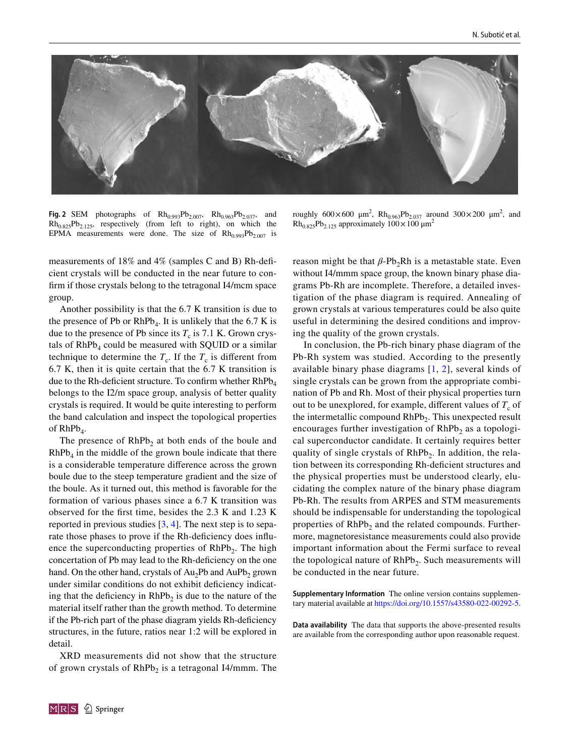**Fig. 2** SEM photographs of $Rh_{0.993}Pb_{2.007}$, $Rh_{0.963}Pb_{2.037}$, and $Rh_{0.825}Pb_{2.125}$, respectively (from left to right), on which the EPMA measurements were done. The size of $Rh_{0.993}Pb_{2.007}$ is roughly $600 \times 600$ μm$^2$, $Rh_{0.963}Pb_{2.037}$ around $300 \times 200$ μm$^2$, and $Rh_{0.825}Pb_{2.125}$ approximately $100 \times 100$ μm$^2$

measurements of 18% and 4% (samples C and B) Rh-deficient crystals will be conducted in the near future to confirm if those crystals belong to the tetragonal I4/mcm space group.

Another possibility is that the 6.7 K transition is due to the presence of Pb or $RhPb_4$. It is unlikely that the 6.7 K is due to the presence of Pb since its $T_c$ is 7.1 K. Grown crystals of $RhPb_4$ could be measured with SQUID or a similar technique to determine the $T_c$. If the $T_c$ is different from 6.7 K, then it is quite certain that the 6.7 K transition is due to the Rh-deficient structure. To confirm whether $RhPb_4$ belongs to the I2/m space group, analysis of better quality crystals is required. It would be quite interesting to perform the band calculation and inspect the topological properties of $RhPb_4$.

The presence of $RhPb_2$ at both ends of the boule and $RhPb_4$ in the middle of the grown boule indicate that there is a considerable temperature difference across the grown boule due to the steep temperature gradient and the size of the boule. As it turned out, this method is favorable for the formation of various phases since a 6.7 K transition was observed for the first time, besides the 2.3 K and 1.23 K reported in previous studies [3, 4]. The next step is to separate those phases to prove if the Rh-deficiency does influence the superconducting properties of $RhPb_2$. The high concertation of Pb may lead to the Rh-deficiency on the one hand. On the other hand, crystals of $Au_2Pb$ and $AuPb_2$ grown under similar conditions do not exhibit deficiency indicating that the deficiency in $RhPb_2$ is due to the nature of the material itself rather than the growth method. To determine if the Pb-rich part of the phase diagram yields Rh-deficiency structures, in the future, ratios near 1:2 will be explored in detail.

XRD measurements did not show that the structure of grown crystals of $RhPb_2$ is a tetragonal I4/mmm. The reason might be that $\beta$-$Pb_2Rh$ is a metastable state. Even without I4/mmm space group, the known binary phase diagrams Pb-Rh are incomplete. Therefore, a detailed investigation of the phase diagram is required. Annealing of grown crystals at various temperatures could be also quite useful in determining the desired conditions and improving the quality of the grown crystals.

In conclusion, the Pb-rich binary phase diagram of the Pb-Rh system was studied. According to the presently available binary phase diagrams [1, 2], several kinds of single crystals can be grown from the appropriate combination of Pb and Rh. Most of their physical properties turn out to be unexplored, for example, different values of $T_c$ of the intermetallic compound $RhPb_2$. This unexpected result encourages further investigation of $RhPb_2$ as a topological superconductor candidate. It certainly requires better quality of single crystals of $RhPb_2$. In addition, the relation between its corresponding Rh-deficient structures and the physical properties must be understood clearly, elucidating the complex nature of the binary phase diagram Pb-Rh. The results from ARPES and STM measurements should be indispensable for understanding the topological properties of $RhPb_2$ and the related compounds. Furthermore, magnetoresistance measurements could also provide important information about the Fermi surface to reveal the topological nature of $RhPb_2$. Such measurements will be conducted in the near future.

**Supplementary Information** The online version contains supplementary material available at https://doi.org/10.1557/s43580-022-00292-5.

**Data availability** The data that supports the above-presented results are available from the corresponding author upon reasonable request.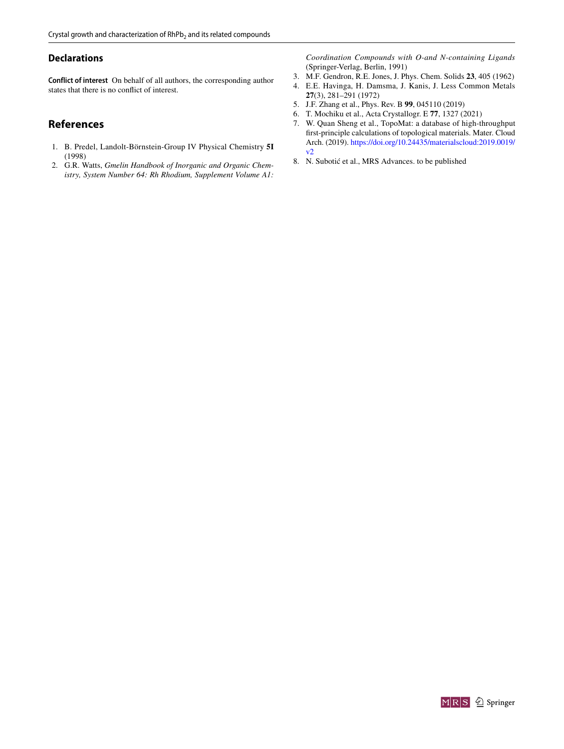## Declarations

**Conflict of interest** On behalf of all authors, the corresponding author states that there is no conflict of interest.

## References

1. B. Predel, Landolt-Börnstein-Group IV Physical Chemistry **5I** (1998)
2. G.R. Watts, *Gmelin Handbook of Inorganic and Organic Chemistry, System Number 64: Rh Rhodium, Supplement Volume A1: Coordination Compounds with O-and N-containing Ligands* (Springer-Verlag, Berlin, 1991)
3. M.F. Gendron, R.E. Jones, J. Phys. Chem. Solids **23**, 405 (1962)
4. E.E. Havinga, H. Damsma, J. Kanis, J. Less Common Metals **27**(3), 281–291 (1972)
5. J.F. Zhang et al., Phys. Rev. B **99**, 045110 (2019)
6. T. Mochiku et al., Acta Crystallogr. E **77**, 1327 (2021)
7. W. Quan Sheng et al., TopoMat: a database of high-throughput first-principle calculations of topological materials. Mater. Cloud Arch. (2019). https://doi.org/10.24435/materialscloud:2019.0019/v2
8. N. Subotić et al., MRS Advances. to be published